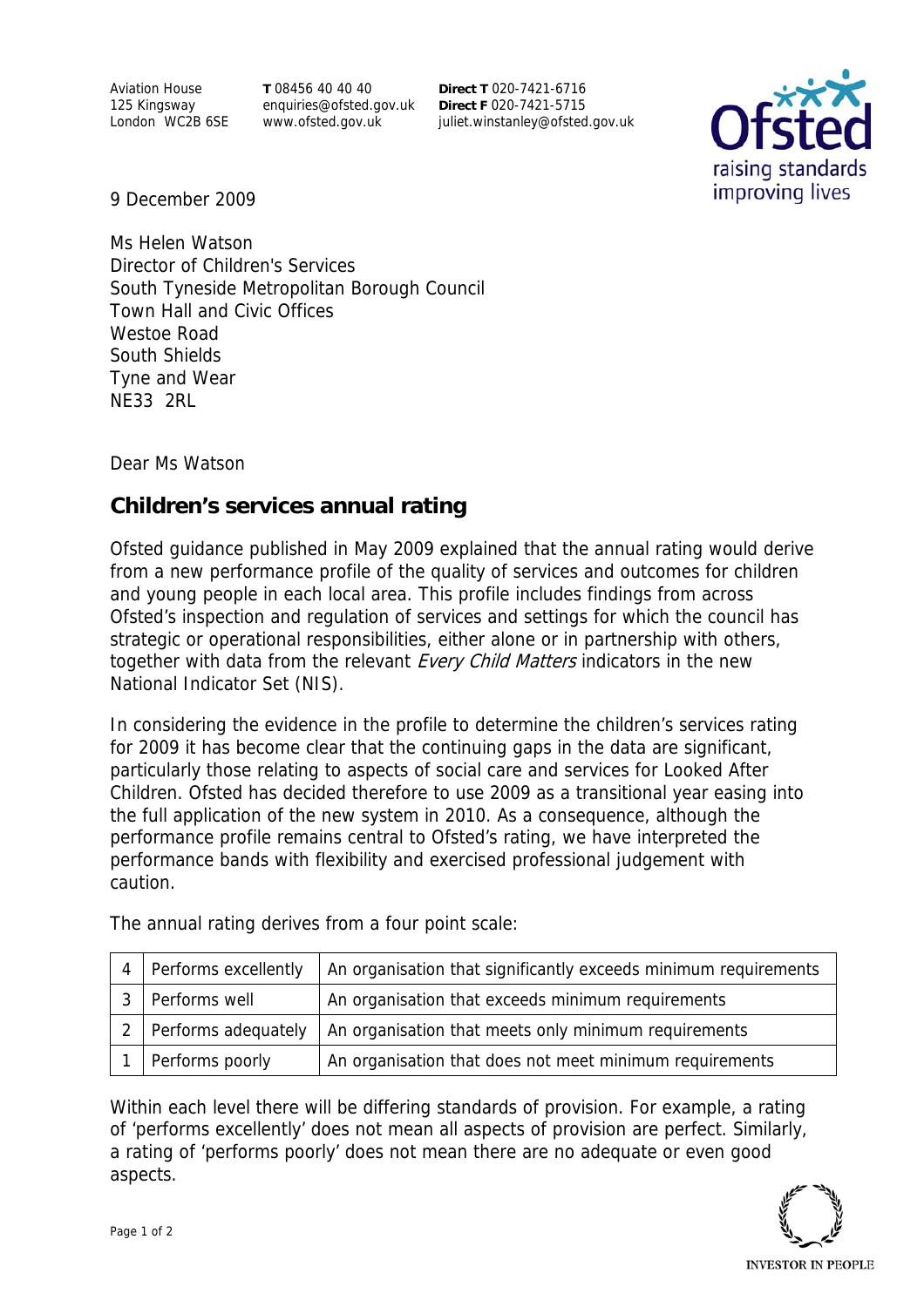Aviation House
125 Kingsway
London WC2B 6SE

**T** 08456 40 40 40
enquiries@ofsted.gov.uk
www.ofsted.gov.uk

**Direct T** 020-7421-6716
**Direct F** 020-7421-5715
juliet.winstanley@ofsted.gov.uk

9 December 2009

Ms Helen Watson
Director of Children's Services
South Tyneside Metropolitan Borough Council
Town Hall and Civic Offices
Westoe Road
South Shields
Tyne and Wear
NE33 2RL

Dear Ms Watson

## Children's services annual rating

Ofsted guidance published in May 2009 explained that the annual rating would derive from a new performance profile of the quality of services and outcomes for children and young people in each local area. This profile includes findings from across Ofsted's inspection and regulation of services and settings for which the council has strategic or operational responsibilities, either alone or in partnership with others, together with data from the relevant *Every Child Matters* indicators in the new National Indicator Set (NIS).

In considering the evidence in the profile to determine the children's services rating for 2009 it has become clear that the continuing gaps in the data are significant, particularly those relating to aspects of social care and services for Looked After Children. Ofsted has decided therefore to use 2009 as a transitional year easing into the full application of the new system in 2010. As a consequence, although the performance profile remains central to Ofsted's rating, we have interpreted the performance bands with flexibility and exercised professional judgement with caution.

The annual rating derives from a four point scale:

| | | |
|---|---|---|
| 4 | Performs excellently | An organisation that significantly exceeds minimum requirements |
| 3 | Performs well | An organisation that exceeds minimum requirements |
| 2 | Performs adequately | An organisation that meets only minimum requirements |
| 1 | Performs poorly | An organisation that does not meet minimum requirements |

Within each level there will be differing standards of provision. For example, a rating of 'performs excellently' does not mean all aspects of provision are perfect. Similarly, a rating of 'performs poorly' does not mean there are no adequate or even good aspects.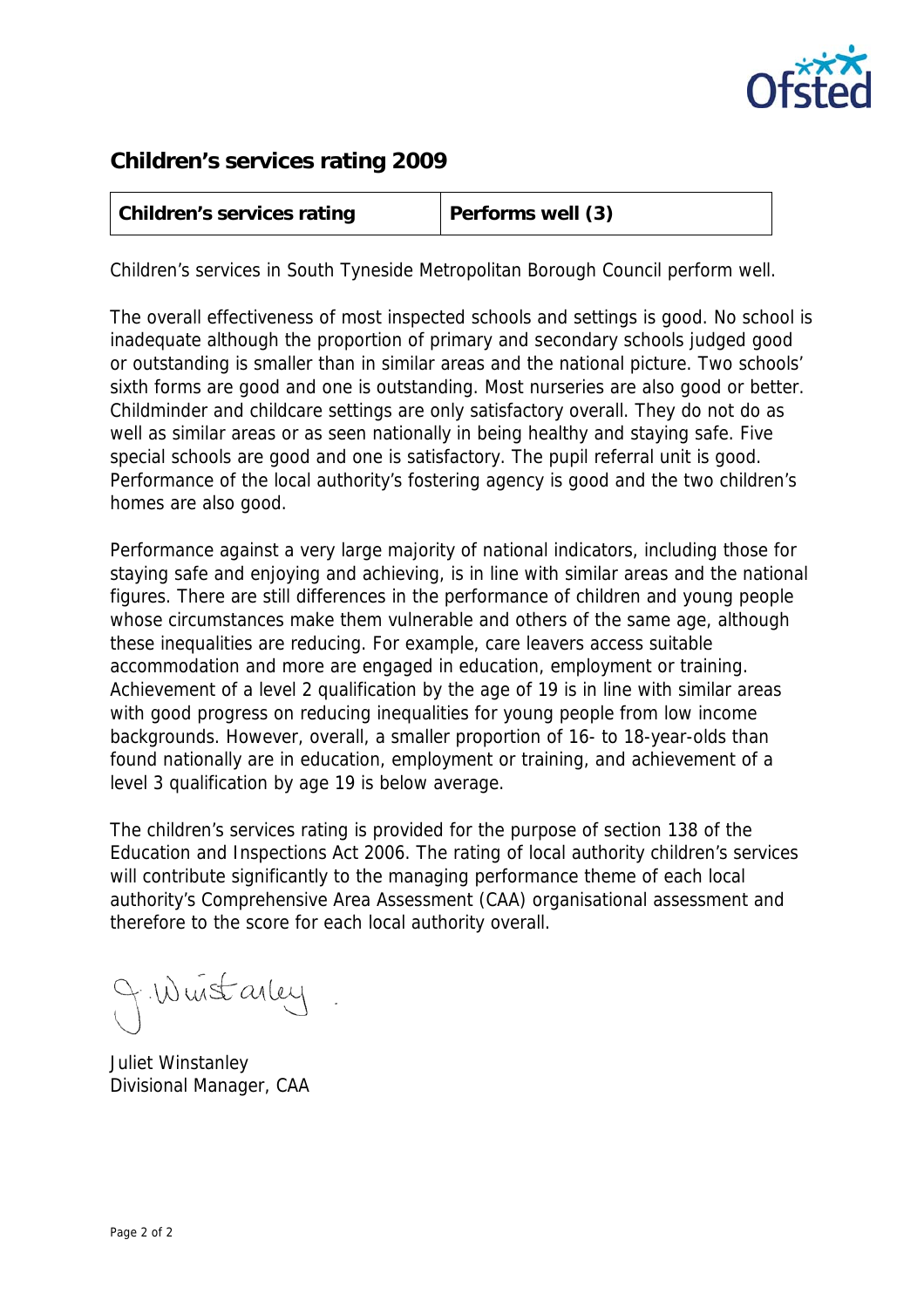## Children's services rating 2009

| Children's services rating | Performs well (3) |
|---|---|

Children's services in South Tyneside Metropolitan Borough Council perform well.

The overall effectiveness of most inspected schools and settings is good. No school is inadequate although the proportion of primary and secondary schools judged good or outstanding is smaller than in similar areas and the national picture. Two schools' sixth forms are good and one is outstanding. Most nurseries are also good or better. Childminder and childcare settings are only satisfactory overall. They do not do as well as similar areas or as seen nationally in being healthy and staying safe. Five special schools are good and one is satisfactory. The pupil referral unit is good. Performance of the local authority's fostering agency is good and the two children's homes are also good.

Performance against a very large majority of national indicators, including those for staying safe and enjoying and achieving, is in line with similar areas and the national figures. There are still differences in the performance of children and young people whose circumstances make them vulnerable and others of the same age, although these inequalities are reducing. For example, care leavers access suitable accommodation and more are engaged in education, employment or training. Achievement of a level 2 qualification by the age of 19 is in line with similar areas with good progress on reducing inequalities for young people from low income backgrounds. However, overall, a smaller proportion of 16- to 18-year-olds than found nationally are in education, employment or training, and achievement of a level 3 qualification by age 19 is below average.

The children's services rating is provided for the purpose of section 138 of the Education and Inspections Act 2006. The rating of local authority children's services will contribute significantly to the managing performance theme of each local authority's Comprehensive Area Assessment (CAA) organisational assessment and therefore to the score for each local authority overall.

J. Winstanley

Juliet Winstanley
Divisional Manager, CAA